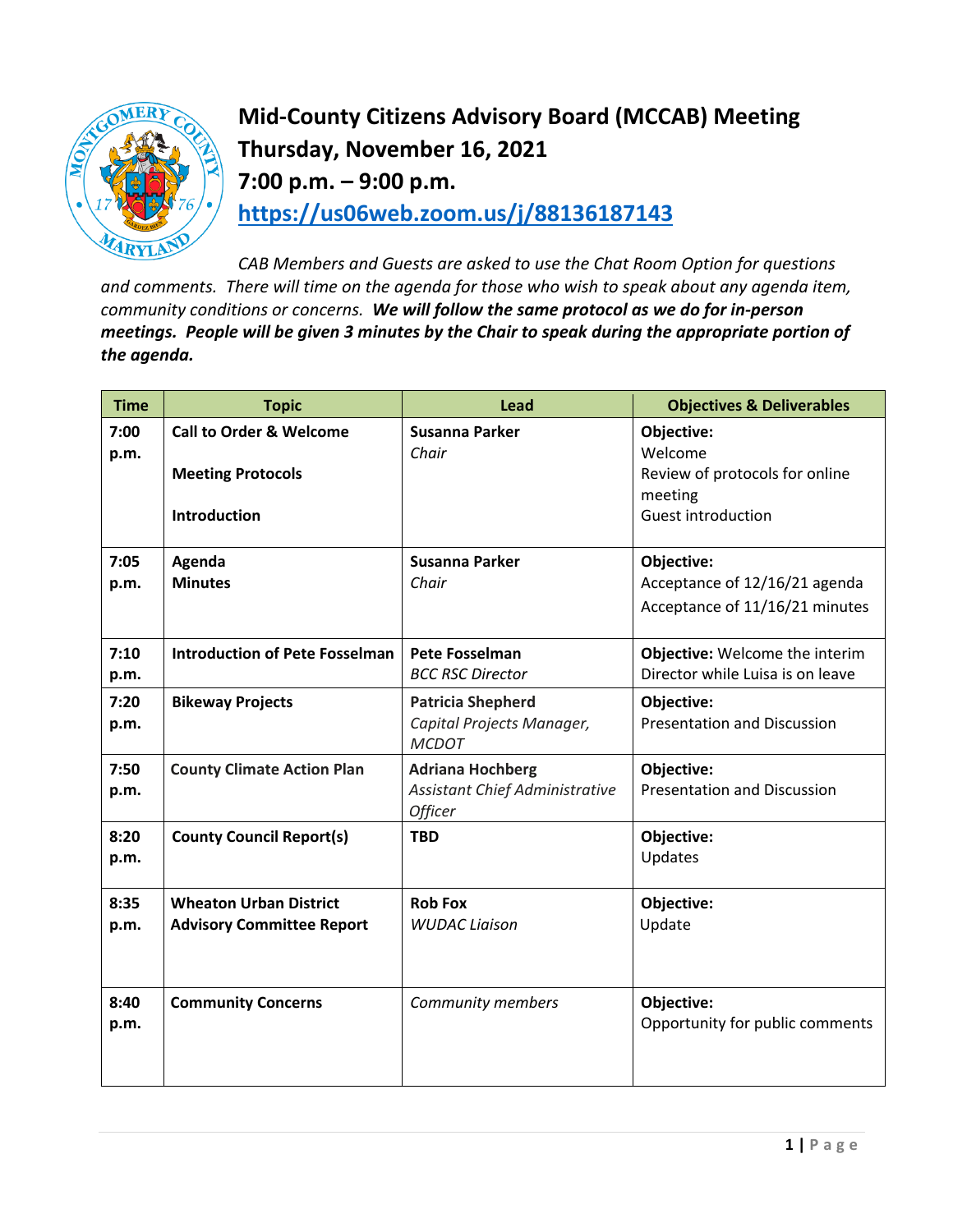# Mid-County Citizens Advisory Board (MCCAB) Meeting
## Thursday, November 16, 2021
## 7:00 p.m. – 9:00 p.m.
## https://us06web.zoom.us/j/88136187143

*CAB Members and Guests are asked to use the Chat Room Option for questions and comments. There will time on the agenda for those who wish to speak about any agenda item, community conditions or concerns.* ***We will follow the same protocol as we do for in-person meetings. People will be given 3 minutes by the Chair to speak during the appropriate portion of the agenda.***

| Time | Topic | Lead | Objectives & Deliverables |
|---|---|---|---|
| **7:00 p.m.** | **Call to Order & Welcome**<br><br>**Meeting Protocols**<br><br>**Introduction** | **Susanna Parker**<br>*Chair* | **Objective:**<br>Welcome<br>Review of protocols for online meeting<br>Guest introduction |
| **7:05 p.m.** | **Agenda**<br>**Minutes** | **Susanna Parker**<br>*Chair* | **Objective:**<br>Acceptance of 12/16/21 agenda<br>Acceptance of 11/16/21 minutes |
| **7:10 p.m.** | **Introduction of Pete Fosselman** | **Pete Fosselman**<br>*BCC RSC Director* | **Objective:** Welcome the interim Director while Luisa is on leave |
| **7:20 p.m.** | **Bikeway Projects** | **Patricia Shepherd**<br>*Capital Projects Manager, MCDOT* | **Objective:**<br>Presentation and Discussion |
| **7:50 p.m.** | **County Climate Action Plan** | **Adriana Hochberg**<br>*Assistant Chief Administrative Officer* | **Objective:**<br>Presentation and Discussion |
| **8:20 p.m.** | **County Council Report(s)** | **TBD** | **Objective:**<br>Updates |
| **8:35 p.m.** | **Wheaton Urban District Advisory Committee Report** | **Rob Fox**<br>*WUDAC Liaison* | **Objective:**<br>Update |
| **8:40 p.m.** | **Community Concerns** | *Community members* | **Objective:**<br>Opportunity for public comments |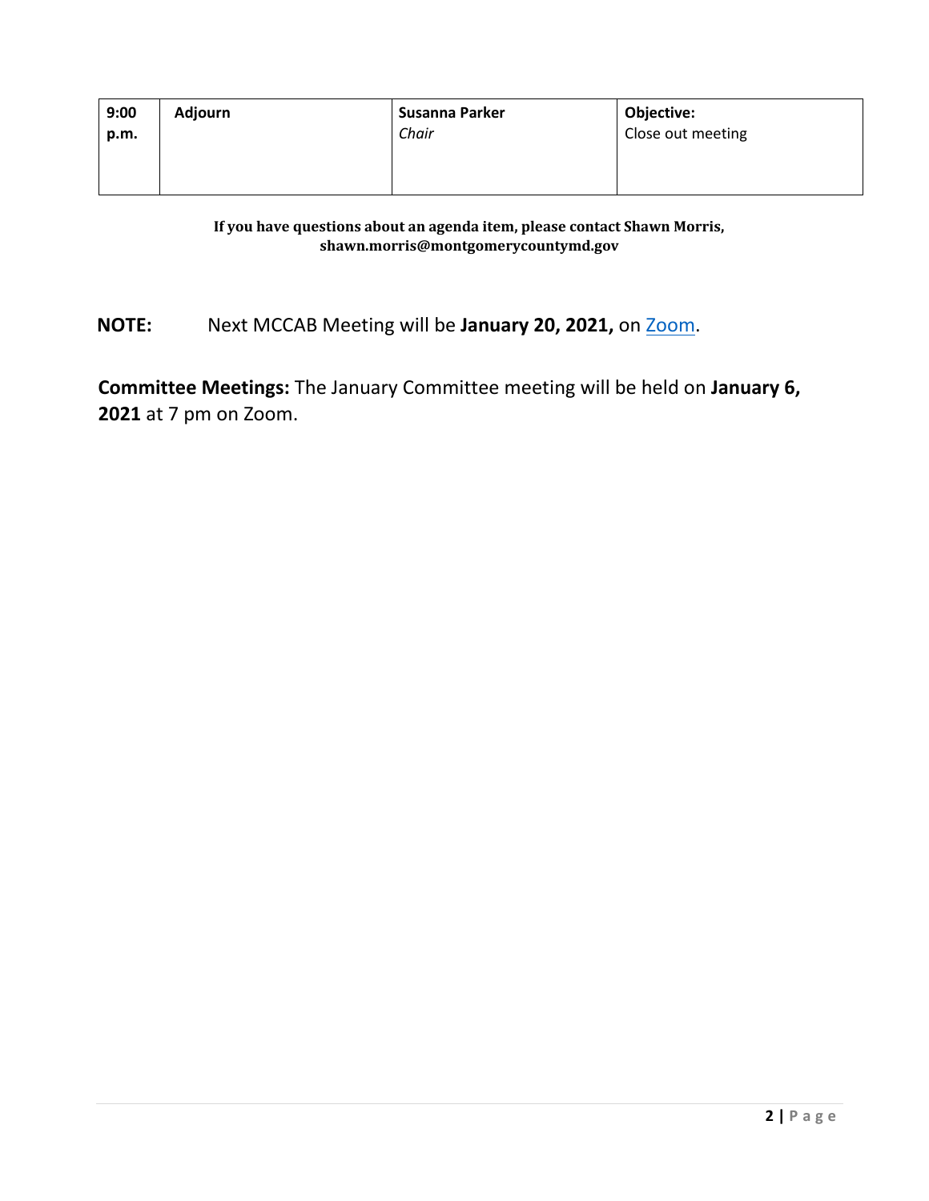| | | | |
|---|---|---|---|
| **9:00 p.m.** | **Adjourn** | **Susanna Parker**<br>*Chair* | **Objective:**<br>Close out meeting |

**If you have questions about an agenda item, please contact Shawn Morris, shawn.morris@montgomerycountymd.gov**

**NOTE:** Next MCCAB Meeting will be **January 20, 2021,** on Zoom.

**Committee Meetings:** The January Committee meeting will be held on **January 6, 2021** at 7 pm on Zoom.